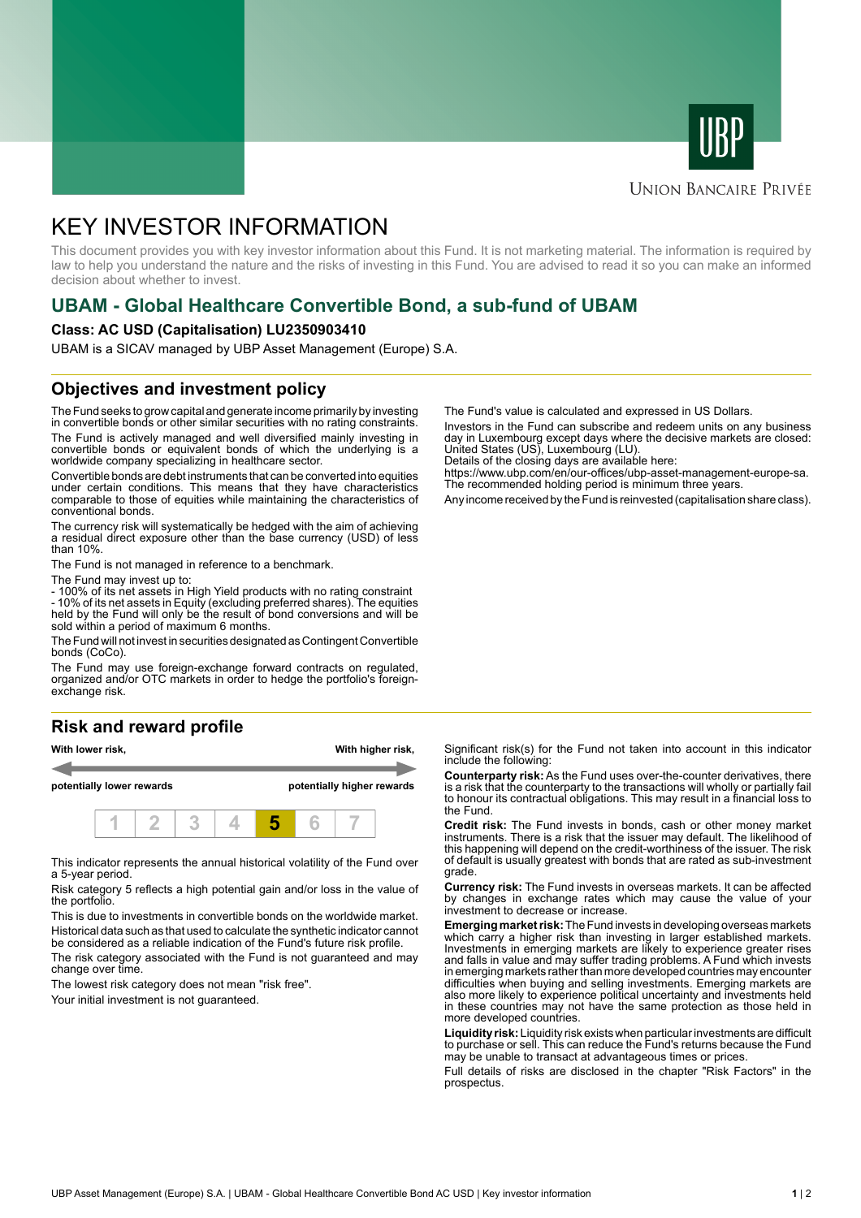UBP

Union Bancaire Privée

# KEY INVESTOR INFORMATION

This document provides you with key investor information about this Fund. It is not marketing material. The information is required by law to help you understand the nature and the risks of investing in this Fund. You are advised to read it so you can make an informed decision about whether to invest.

## UBAM - Global Healthcare Convertible Bond, a sub-fund of UBAM

**Class: AC USD (Capitalisation) LU2350903410**

UBAM is a SICAV managed by UBP Asset Management (Europe) S.A.

## Objectives and investment policy

The Fund seeks to grow capital and generate income primarily by investing in convertible bonds or other similar securities with no rating constraints.

The Fund is actively managed and well diversified mainly investing in convertible bonds or equivalent bonds of which the underlying is a worldwide company specializing in healthcare sector.

Convertible bonds are debt instruments that can be converted into equities under certain conditions. This means that they have characteristics comparable to those of equities while maintaining the characteristics of conventional bonds.

The currency risk will systematically be hedged with the aim of achieving a residual direct exposure other than the base currency (USD) of less than 10%.

The Fund is not managed in reference to a benchmark.

The Fund may invest up to:
- 100% of its net assets in High Yield products with no rating constraint
- 10% of its net assets in Equity (excluding preferred shares). The equities held by the Fund will only be the result of bond conversions and will be sold within a period of maximum 6 months.

The Fund will not invest in securities designated as Contingent Convertible bonds (CoCo).

The Fund may use foreign-exchange forward contracts on regulated, organized and/or OTC markets in order to hedge the portfolio's foreign-exchange risk.

The Fund's value is calculated and expressed in US Dollars.

Investors in the Fund can subscribe and redeem units on any business day in Luxembourg except days where the decisive markets are closed: United States (US), Luxembourg (LU).
Details of the closing days are available here:
https://www.ubp.com/en/our-offices/ubp-asset-management-europe-sa.
The recommended holding period is minimum three years.

Any income received by the Fund is reinvested (capitalisation share class).

## Risk and reward profile

**With lower risk,** **potentially lower rewards**

**With higher risk,** **potentially higher rewards**

| 1 | 2 | 3 | 4 | **5** | 6 | 7 |
|---|---|---|---|---|---|---|

This indicator represents the annual historical volatility of the Fund over a 5-year period.

Risk category 5 reflects a high potential gain and/or loss in the value of the portfolio.

This is due to investments in convertible bonds on the worldwide market.

Historical data such as that used to calculate the synthetic indicator cannot be considered as a reliable indication of the Fund's future risk profile.

The risk category associated with the Fund is not guaranteed and may change over time.

The lowest risk category does not mean "risk free".

Your initial investment is not guaranteed.

Significant risk(s) for the Fund not taken into account in this indicator include the following:

**Counterparty risk:** As the Fund uses over-the-counter derivatives, there is a risk that the counterparty to the transactions will wholly or partially fail to honour its contractual obligations. This may result in a financial loss to the Fund.

**Credit risk:** The Fund invests in bonds, cash or other money market instruments. There is a risk that the issuer may default. The likelihood of this happening will depend on the credit-worthiness of the issuer. The risk of default is usually greatest with bonds that are rated as sub-investment grade.

**Currency risk:** The Fund invests in overseas markets. It can be affected by changes in exchange rates which may cause the value of your investment to decrease or increase.

**Emerging market risk:** The Fund invests in developing overseas markets which carry a higher risk than investing in larger established markets. Investments in emerging markets are likely to experience greater rises and falls in value and may suffer trading problems. A Fund which invests in emerging markets rather than more developed countries may encounter difficulties when buying and selling investments. Emerging markets are also more likely to experience political uncertainty and investments held in these countries may not have the same protection as those held in more developed countries.

**Liquidity risk:** Liquidity risk exists when particular investments are difficult to purchase or sell. This can reduce the Fund's returns because the Fund may be unable to transact at advantageous times or prices.

Full details of risks are disclosed in the chapter "Risk Factors" in the prospectus.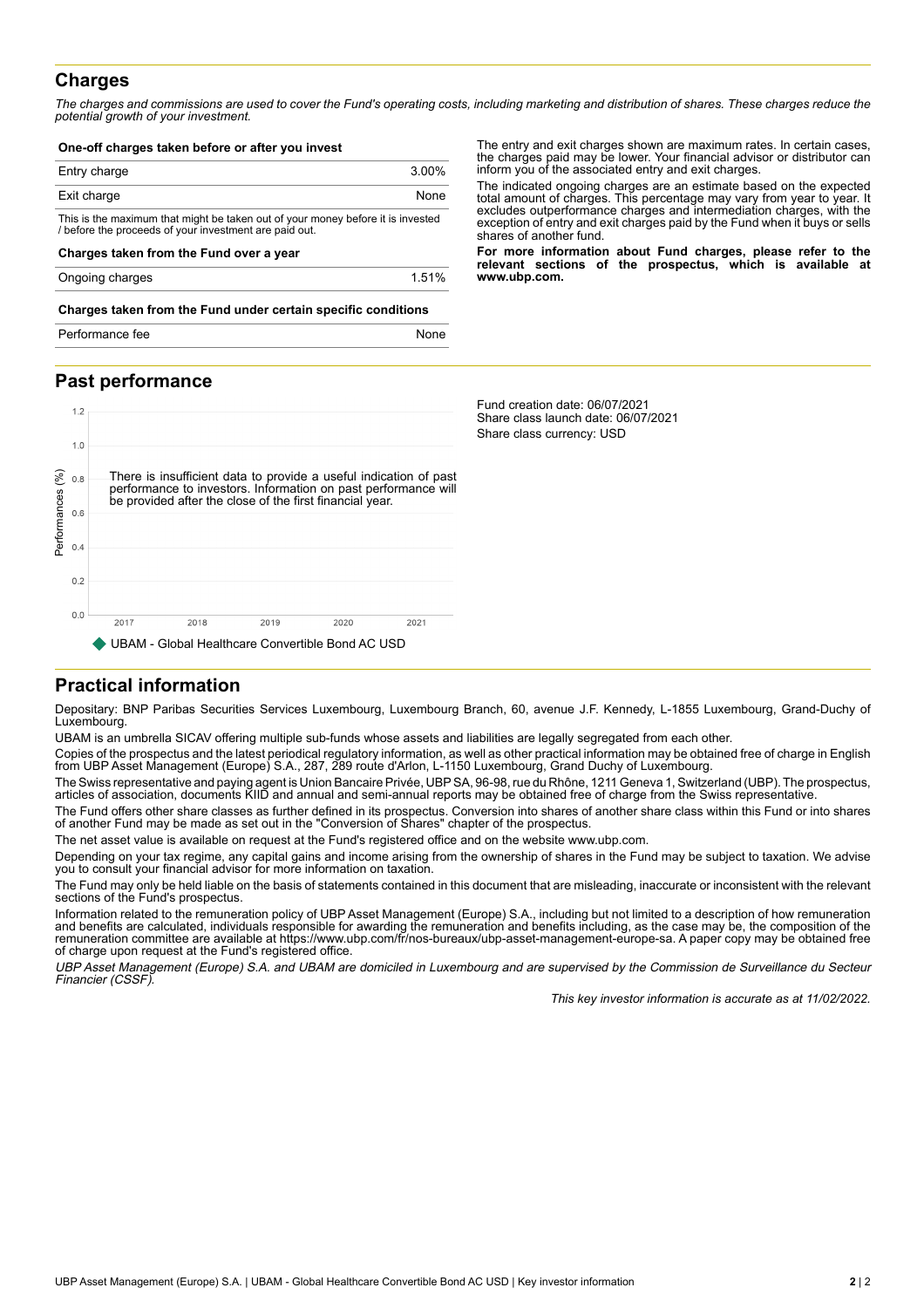## Charges

*The charges and commissions are used to cover the Fund's operating costs, including marketing and distribution of shares. These charges reduce the potential growth of your investment.*

| One-off charges taken before or after you invest | |
|---|---|
| Entry charge | 3.00% |
| Exit charge | None |

This is the maximum that might be taken out of your money before it is invested / before the proceeds of your investment are paid out.

| Charges taken from the Fund over a year | |
|---|---|
| Ongoing charges | 1.51% |

| Charges taken from the Fund under certain specific conditions | |
|---|---|
| Performance fee | None |

The entry and exit charges shown are maximum rates. In certain cases, the charges paid may be lower. Your financial advisor or distributor can inform you of the associated entry and exit charges.

The indicated ongoing charges are an estimate based on the expected total amount of charges. This percentage may vary from year to year. It excludes outperformance charges and intermediation charges, with the exception of entry and exit charges paid by the Fund when it buys or sells shares of another fund.

**For more information about Fund charges, please refer to the relevant sections of the prospectus, which is available at www.ubp.com.**

## Past performance

Performances (%)

1.2
1.0
0.8
0.6
0.4
0.2
0.0

2017 2018 2019 2020 2021

There is insufficient data to provide a useful indication of past performance to investors. Information on past performance will be provided after the close of the first financial year.

UBAM - Global Healthcare Convertible Bond AC USD

Fund creation date: 06/07/2021
Share class launch date: 06/07/2021
Share class currency: USD

## Practical information

Depositary: BNP Paribas Securities Services Luxembourg, Luxembourg Branch, 60, avenue J.F. Kennedy, L-1855 Luxembourg, Grand-Duchy of Luxembourg.

UBAM is an umbrella SICAV offering multiple sub-funds whose assets and liabilities are legally segregated from each other.

Copies of the prospectus and the latest periodical regulatory information, as well as other practical information may be obtained free of charge in English from UBP Asset Management (Europe) S.A., 287, 289 route d'Arlon, L-1150 Luxembourg, Grand Duchy of Luxembourg.

The Swiss representative and paying agent is Union Bancaire Privée, UBP SA, 96-98, rue du Rhône, 1211 Geneva 1, Switzerland (UBP). The prospectus, articles of association, documents KIID and annual and semi-annual reports may be obtained free of charge from the Swiss representative.

The Fund offers other share classes as further defined in its prospectus. Conversion into shares of another share class within this Fund or into shares of another Fund may be made as set out in the "Conversion of Shares" chapter of the prospectus.

The net asset value is available on request at the Fund's registered office and on the website www.ubp.com.

Depending on your tax regime, any capital gains and income arising from the ownership of shares in the Fund may be subject to taxation. We advise you to consult your financial advisor for more information on taxation.

The Fund may only be held liable on the basis of statements contained in this document that are misleading, inaccurate or inconsistent with the relevant sections of the Fund's prospectus.

Information related to the remuneration policy of UBP Asset Management (Europe) S.A., including but not limited to a description of how remuneration and benefits are calculated, individuals responsible for awarding the remuneration and benefits including, as the case may be, the composition of the remuneration committee are available at https://www.ubp.com/fr/nos-bureaux/ubp-asset-management-europe-sa. A paper copy may be obtained free of charge upon request at the Fund's registered office.

*UBP Asset Management (Europe) S.A. and UBAM are domiciled in Luxembourg and are supervised by the Commission de Surveillance du Secteur Financier (CSSF).*

*This key investor information is accurate as at 11/02/2022.*